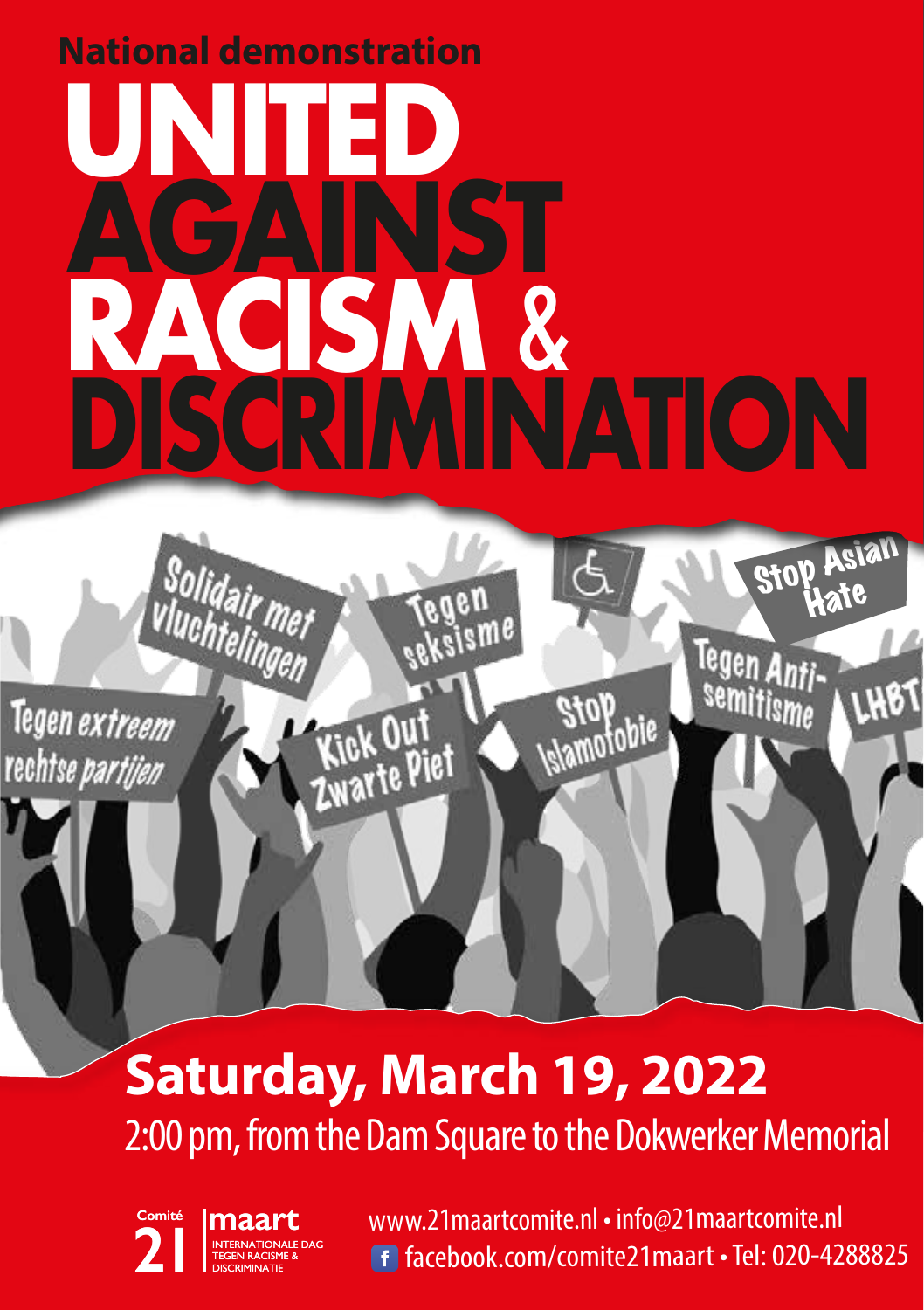**National demonstration**

# UNITED AGAINST RACISM & DISCRIMINATION

Solidair met vluchtelingen

Tegen seksisme

Stop Asian Hate

Tegen extreem rechtse partijen

Kick Out Zwarte Piet

Stop Islamofobie

Tegen Anti-semitisme

LHBT

## Saturday, March 19, 2022

2:00 pm, from the Dam Square to the Dokwerker Memorial

Comité 21 maart
INTERNATIONALE DAG TEGEN RACISME & DISCRIMINATIE

www.21maartcomite.nl • info@21maartcomite.nl
facebook.com/comite21maart • Tel: 020-4288825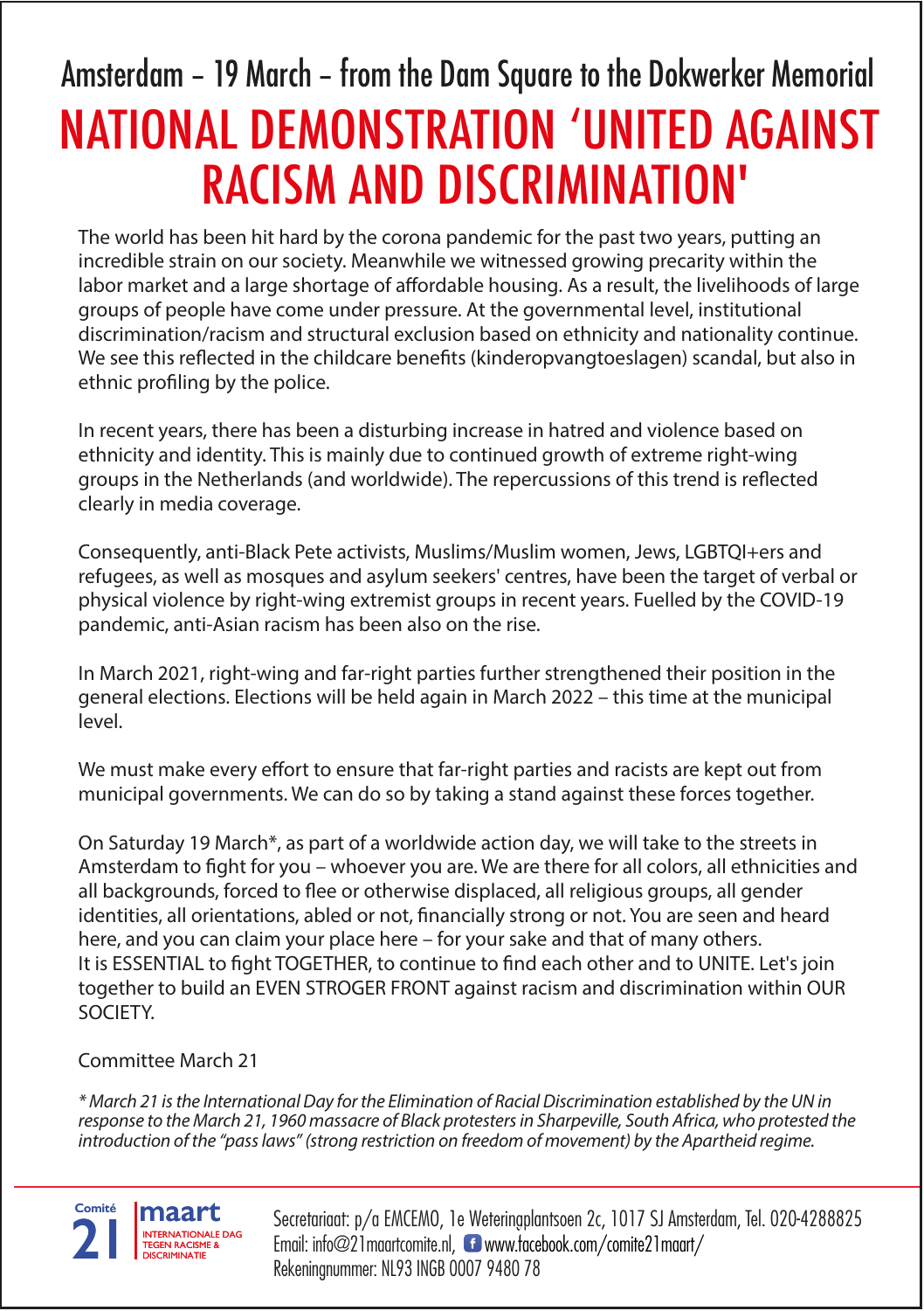Amsterdam – 19 March – from the Dam Square to the Dokwerker Memorial

# NATIONAL DEMONSTRATION 'UNITED AGAINST RACISM AND DISCRIMINATION'

The world has been hit hard by the corona pandemic for the past two years, putting an incredible strain on our society. Meanwhile we witnessed growing precarity within the labor market and a large shortage of affordable housing. As a result, the livelihoods of large groups of people have come under pressure. At the governmental level, institutional discrimination/racism and structural exclusion based on ethnicity and nationality continue. We see this reflected in the childcare benefits (kinderopvangtoeslagen) scandal, but also in ethnic profiling by the police.

In recent years, there has been a disturbing increase in hatred and violence based on ethnicity and identity. This is mainly due to continued growth of extreme right-wing groups in the Netherlands (and worldwide). The repercussions of this trend is reflected clearly in media coverage.

Consequently, anti-Black Pete activists, Muslims/Muslim women, Jews, LGBTQI+ers and refugees, as well as mosques and asylum seekers' centres, have been the target of verbal or physical violence by right-wing extremist groups in recent years. Fuelled by the COVID-19 pandemic, anti-Asian racism has been also on the rise.

In March 2021, right-wing and far-right parties further strengthened their position in the general elections. Elections will be held again in March 2022 – this time at the municipal level.

We must make every effort to ensure that far-right parties and racists are kept out from municipal governments. We can do so by taking a stand against these forces together.

On Saturday 19 March*, as part of a worldwide action day, we will take to the streets in Amsterdam to fight for you – whoever you are. We are there for all colors, all ethnicities and all backgrounds, forced to flee or otherwise displaced, all religious groups, all gender identities, all orientations, abled or not, financially strong or not. You are seen and heard here, and you can claim your place here – for your sake and that of many others.
It is ESSENTIAL to fight TOGETHER, to continue to find each other and to UNITE. Let's join together to build an EVEN STROGER FRONT against racism and discrimination within OUR SOCIETY.

Committee March 21

*\* March 21 is the International Day for the Elimination of Racial Discrimination established by the UN in response to the March 21, 1960 massacre of Black protesters in Sharpeville, South Africa, who protested the introduction of the "pass laws" (strong restriction on freedom of movement) by the Apartheid regime.*

Comité 21 maart – INTERNATIONALE DAG TEGEN RACISME & DISCRIMINATIE

Secretariaat: p/a EMCEMO, 1e Weteringplantsoen 2c, 1017 SJ Amsterdam, Tel. 020-4288825
Email: info@21maartcomite.nl, www.facebook.com/comite21maart/
Rekeningnummer: NL93 INGB 0007 9480 78